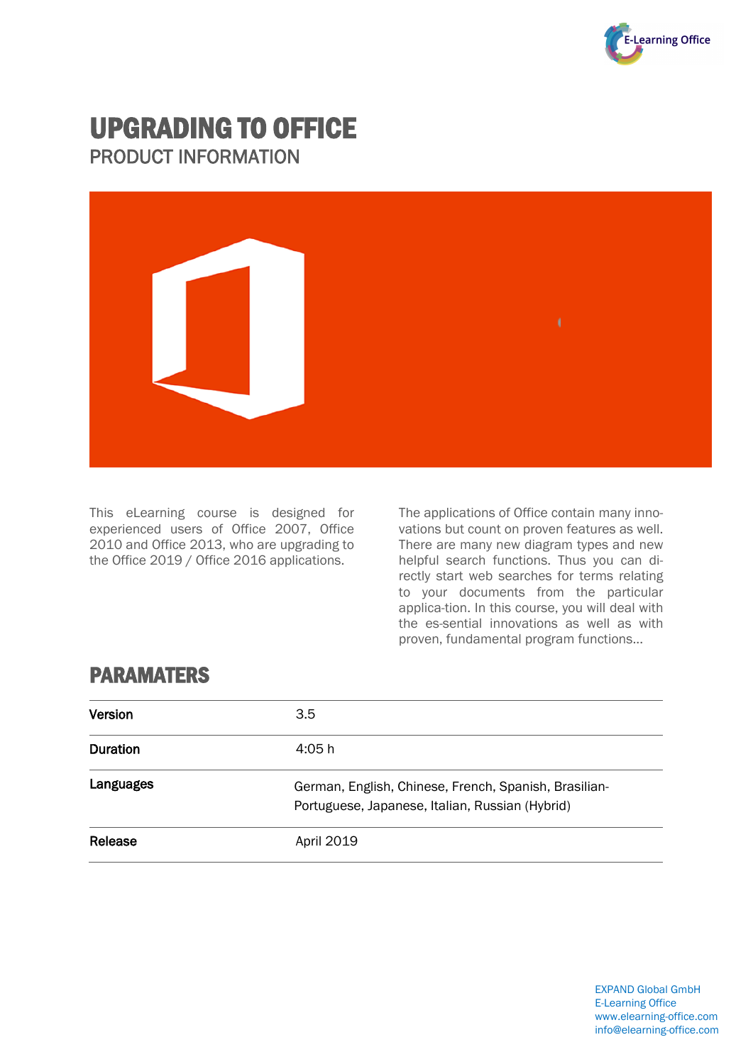# UPGRADING TO OFFICE

PRODUCT INFORMATION

This eLearning course is designed for experienced users of Office 2007, Office 2010 and Office 2013, who are upgrading to the Office 2019 / Office 2016 applications.

The applications of Office contain many innovations but count on proven features as well. There are many new diagram types and new helpful search functions. Thus you can directly start web searches for terms relating to your documents from the particular applica-tion. In this course, you will deal with the es-sential innovations as well as with proven, fundamental program functions...

## PARAMATERS

| | |
|---|---|
| **Version** | 3.5 |
| **Duration** | 4:05 h |
| **Languages** | German, English, Chinese, French, Spanish, Brasilian-Portuguese, Japanese, Italian, Russian (Hybrid) |
| **Release** | April 2019 |

EXPAND Global GmbH
E-Learning Office
www.elearning-office.com
info@elearning-office.com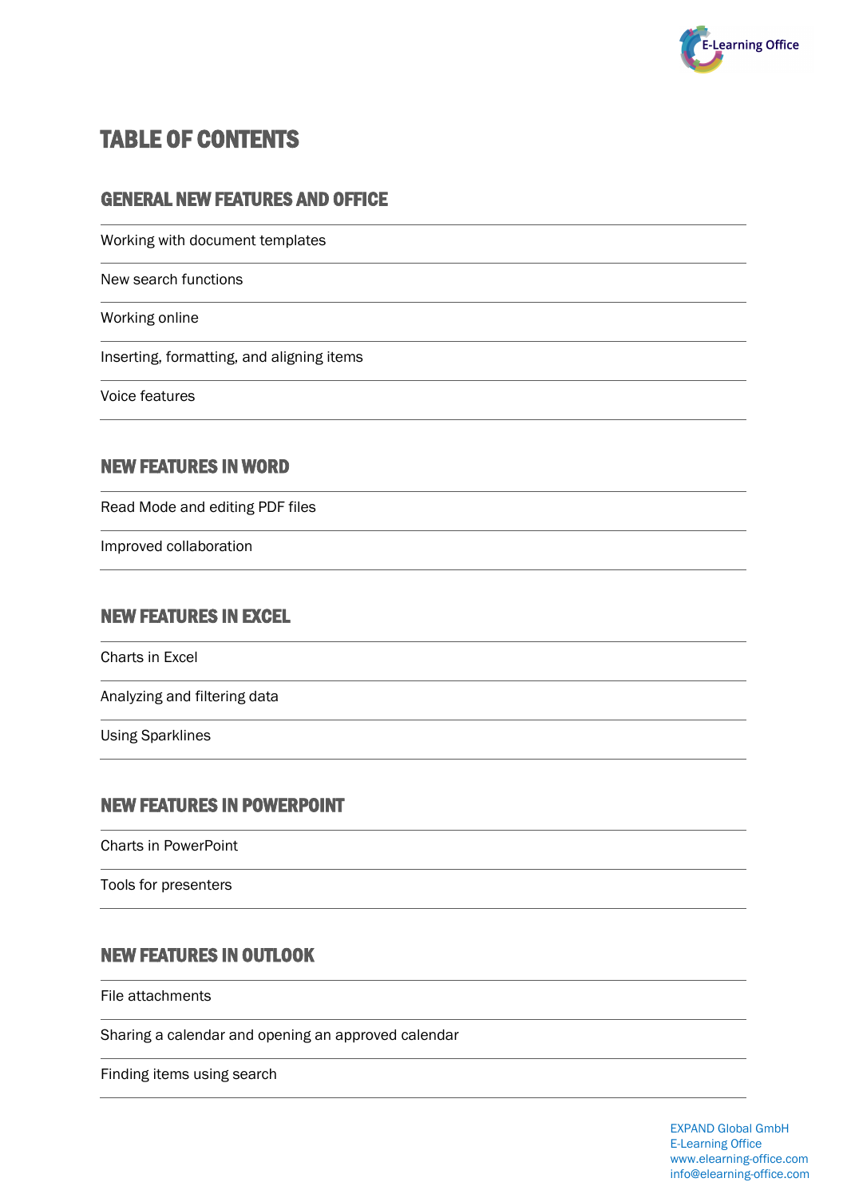# TABLE OF CONTENTS

## GENERAL NEW FEATURES AND OFFICE

Working with document templates

New search functions

Working online

Inserting, formatting, and aligning items

Voice features

## NEW FEATURES IN WORD

Read Mode and editing PDF files

Improved collaboration

## NEW FEATURES IN EXCEL

Charts in Excel

Analyzing and filtering data

Using Sparklines

## NEW FEATURES IN POWERPOINT

Charts in PowerPoint

Tools for presenters

## NEW FEATURES IN OUTLOOK

File attachments

Sharing a calendar and opening an approved calendar

Finding items using search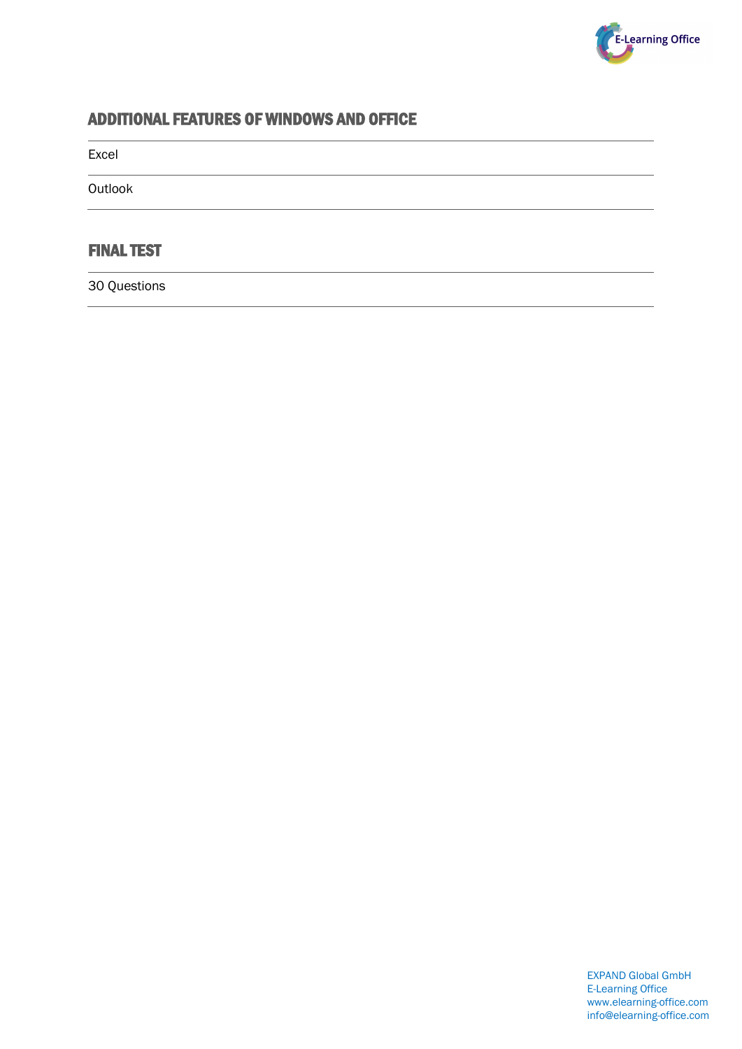## ADDITIONAL FEATURES OF WINDOWS AND OFFICE

Excel

Outlook

## FINAL TEST

30 Questions

EXPAND Global GmbH
E-Learning Office
www.elearning-office.com
info@elearning-office.com